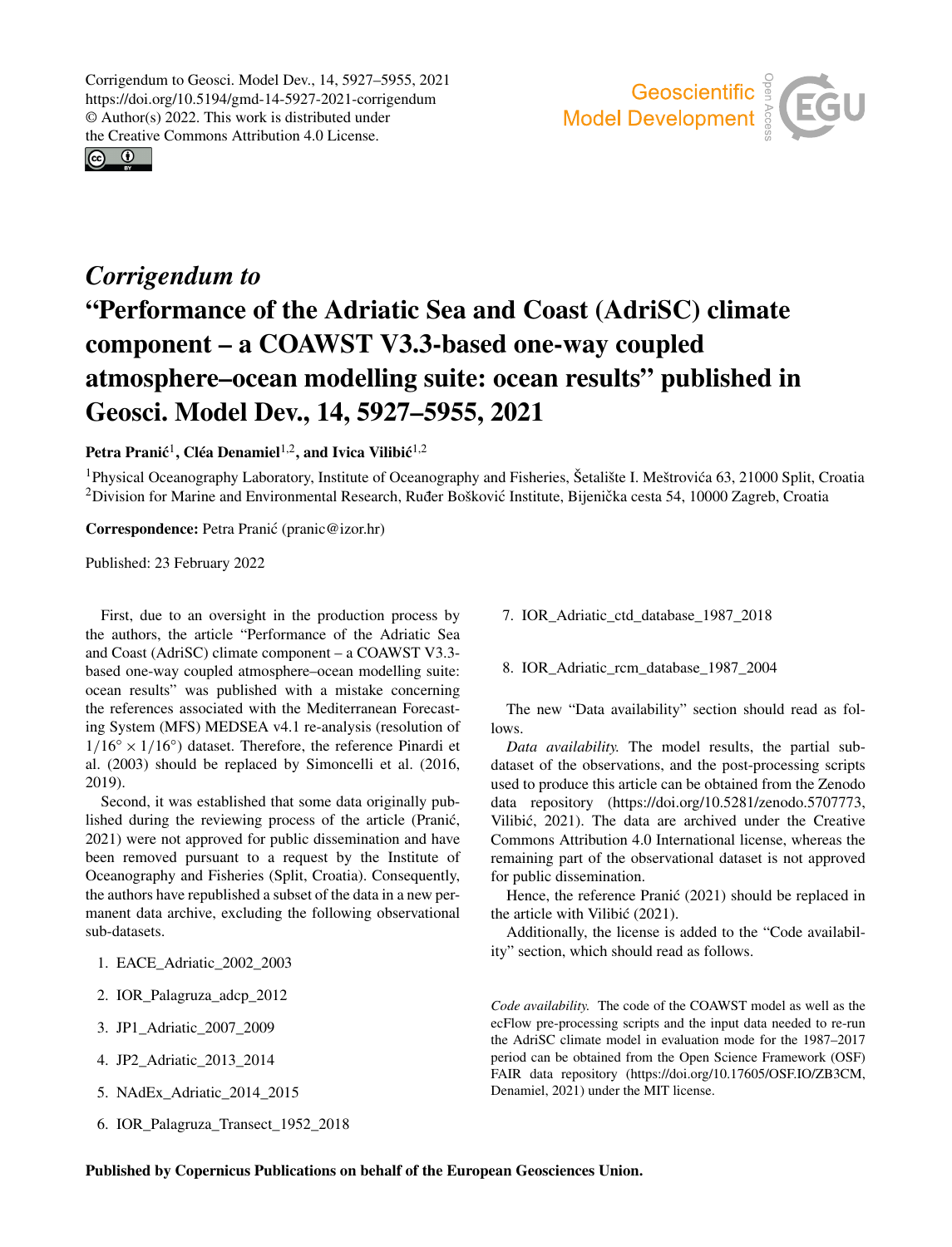# *Corrigendum to* "Performance of the Adriatic Sea and Coast (AdriSC) climate component – a COAWST V3.3-based one-way coupled atmosphere–ocean modelling suite: ocean results" published in Geosci. Model Dev., 14, 5927–5955, 2021

**Petra Pranić**[1], **Cléa Denamiel**[1,2], **and Ivica Vilibić**[1,2]

[1]Physical Oceanography Laboratory, Institute of Oceanography and Fisheries, Šetalište I. Meštrovića 63, 21000 Split, Croatia
[2]Division for Marine and Environmental Research, Ruđer Bošković Institute, Bijenička cesta 54, 10000 Zagreb, Croatia

**Correspondence:** Petra Pranić (pranic@izor.hr)

Published: 23 February 2022

First, due to an oversight in the production process by the authors, the article "Performance of the Adriatic Sea and Coast (AdriSC) climate component – a COAWST V3.3-based one-way coupled atmosphere–ocean modelling suite: ocean results" was published with a mistake concerning the references associated with the Mediterranean Forecasting System (MFS) MEDSEA v4.1 re-analysis (resolution of $1/16° \times 1/16°$) dataset. Therefore, the reference Pinardi et al. (2003) should be replaced by Simoncelli et al. (2016, 2019).

Second, it was established that some data originally published during the reviewing process of the article (Pranić, 2021) were not approved for public dissemination and have been removed pursuant to a request by the Institute of Oceanography and Fisheries (Split, Croatia). Consequently, the authors have republished a subset of the data in a new permanent data archive, excluding the following observational sub-datasets.

1. EACE_Adriatic_2002_2003
2. IOR_Palagruza_adcp_2012
3. JP1_Adriatic_2007_2009
4. JP2_Adriatic_2013_2014
5. NAdEx_Adriatic_2014_2015
6. IOR_Palagruza_Transect_1952_2018
7. IOR_Adriatic_ctd_database_1987_2018
8. IOR_Adriatic_rcm_database_1987_2004

The new "Data availability" section should read as follows.

*Data availability.* The model results, the partial sub-dataset of the observations, and the post-processing scripts used to produce this article can be obtained from the Zenodo data repository (https://doi.org/10.5281/zenodo.5707773, Vilibić, 2021). The data are archived under the Creative Commons Attribution 4.0 International license, whereas the remaining part of the observational dataset is not approved for public dissemination.

Hence, the reference Pranić (2021) should be replaced in the article with Vilibić (2021).

Additionally, the license is added to the "Code availability" section, which should read as follows.

*Code availability.* The code of the COAWST model as well as the ecFlow pre-processing scripts and the input data needed to re-run the AdriSC climate model in evaluation mode for the 1987–2017 period can be obtained from the Open Science Framework (OSF) FAIR data repository (https://doi.org/10.17605/OSF.IO/ZB3CM, Denamiel, 2021) under the MIT license.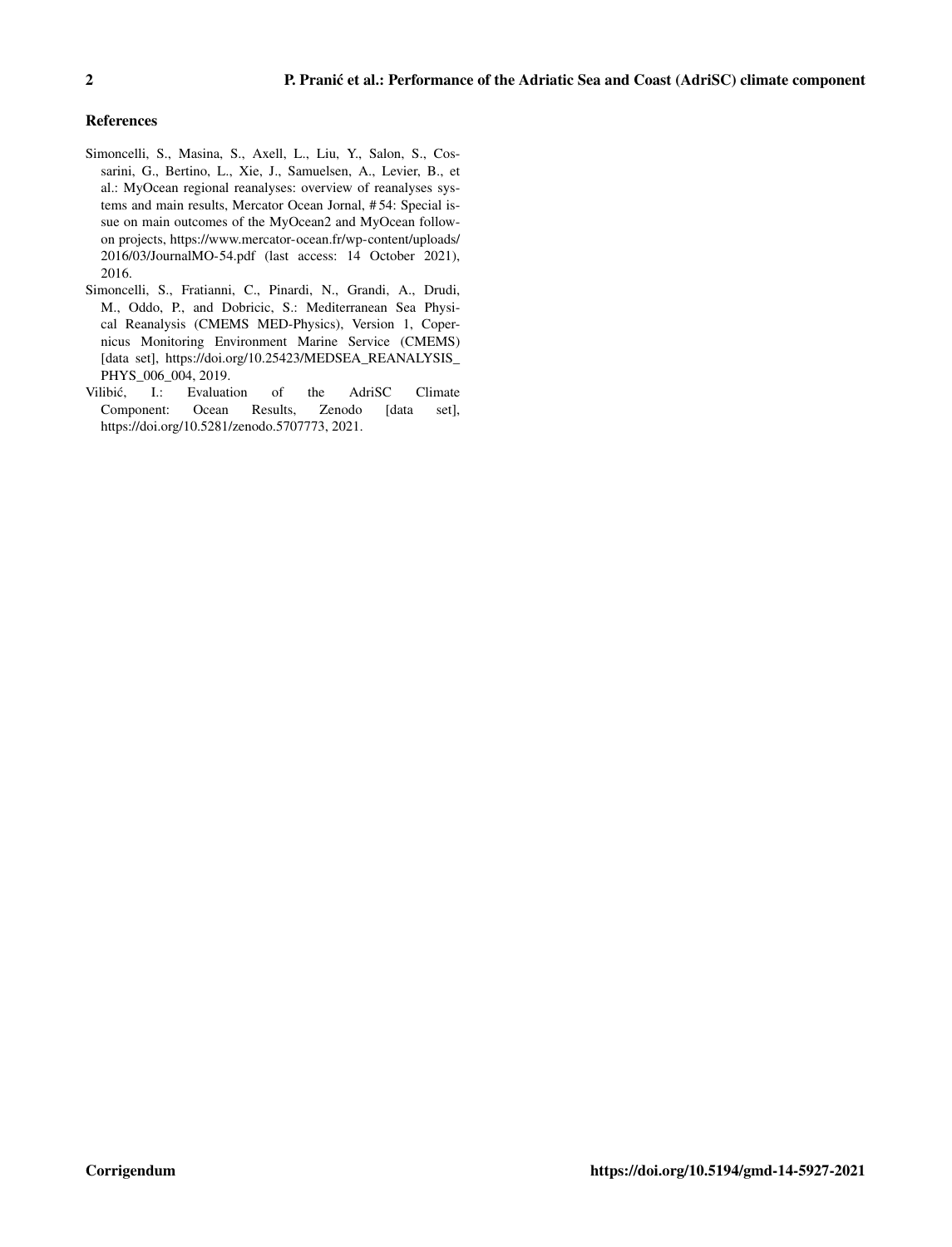## References

Simoncelli, S., Masina, S., Axell, L., Liu, Y., Salon, S., Cossarini, G., Bertino, L., Xie, J., Samuelsen, A., Levier, B., et al.: MyOcean regional reanalyses: overview of reanalyses systems and main results, Mercator Ocean Jornal, # 54: Special issue on main outcomes of the MyOcean2 and MyOcean follow-on projects, https://www.mercator-ocean.fr/wp-content/uploads/2016/03/JournalMO-54.pdf (last access: 14 October 2021), 2016.

Simoncelli, S., Fratianni, C., Pinardi, N., Grandi, A., Drudi, M., Oddo, P., and Dobricic, S.: Mediterranean Sea Physical Reanalysis (CMEMS MED-Physics), Version 1, Copernicus Monitoring Environment Marine Service (CMEMS) [data set], https://doi.org/10.25423/MEDSEA_REANALYSIS_PHYS_006_004, 2019.

Vilibić, I.: Evaluation of the AdriSC Climate Component: Ocean Results, Zenodo [data set], https://doi.org/10.5281/zenodo.5707773, 2021.